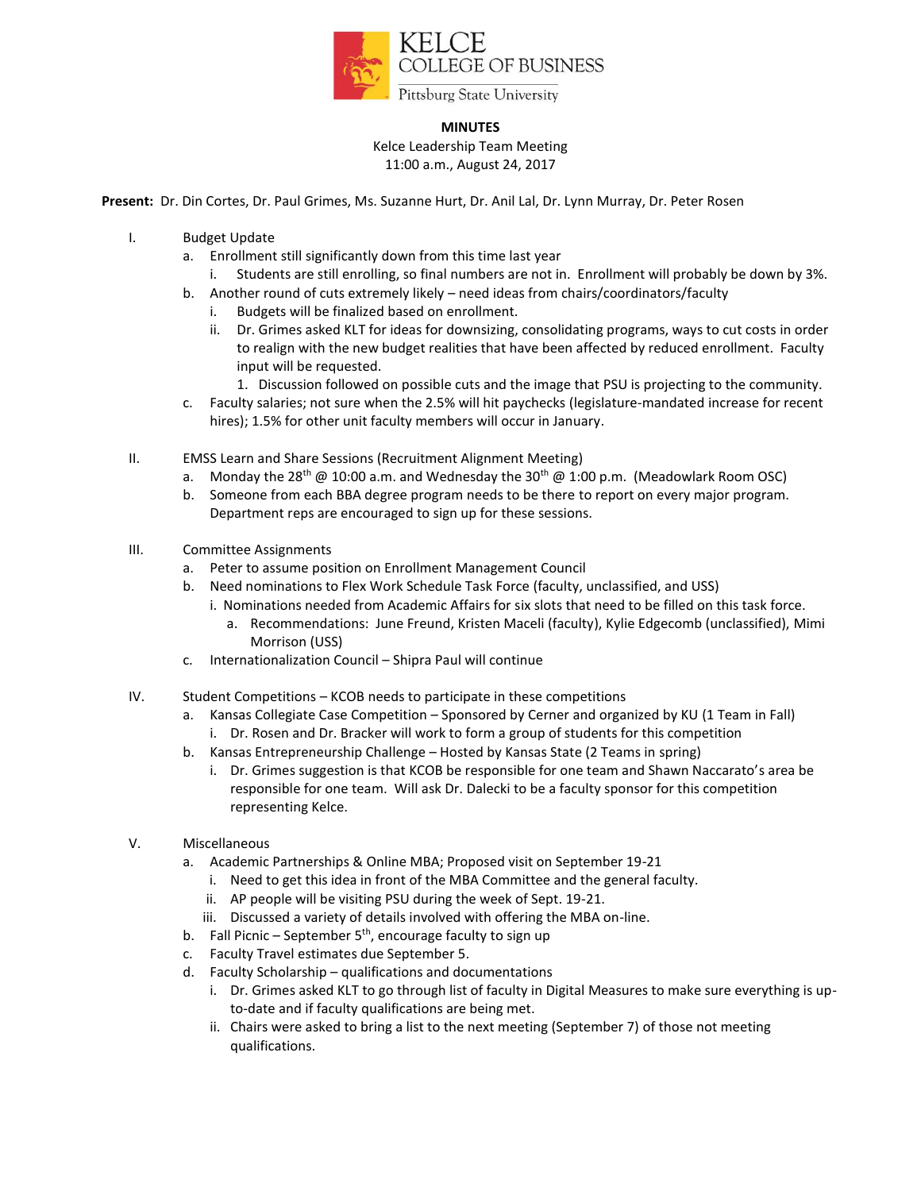KELCE
COLLEGE OF BUSINESS
Pittsburg State University

**MINUTES**

Kelce Leadership Team Meeting
11:00 a.m., August 24, 2017

**Present:** Dr. Din Cortes, Dr. Paul Grimes, Ms. Suzanne Hurt, Dr. Anil Lal, Dr. Lynn Murray, Dr. Peter Rosen

I. Budget Update
   a. Enrollment still significantly down from this time last year
      i. Students are still enrolling, so final numbers are not in. Enrollment will probably be down by 3%.
   b. Another round of cuts extremely likely – need ideas from chairs/coordinators/faculty
      i. Budgets will be finalized based on enrollment.
      ii. Dr. Grimes asked KLT for ideas for downsizing, consolidating programs, ways to cut costs in order to realign with the new budget realities that have been affected by reduced enrollment. Faculty input will be requested.
         1. Discussion followed on possible cuts and the image that PSU is projecting to the community.
   c. Faculty salaries; not sure when the 2.5% will hit paychecks (legislature-mandated increase for recent hires); 1.5% for other unit faculty members will occur in January.

II. EMSS Learn and Share Sessions (Recruitment Alignment Meeting)
   a. Monday the 28th @ 10:00 a.m. and Wednesday the 30th @ 1:00 p.m. (Meadowlark Room OSC)
   b. Someone from each BBA degree program needs to be there to report on every major program. Department reps are encouraged to sign up for these sessions.

III. Committee Assignments
   a. Peter to assume position on Enrollment Management Council
   b. Need nominations to Flex Work Schedule Task Force (faculty, unclassified, and USS)
      i. Nominations needed from Academic Affairs for six slots that need to be filled on this task force.
         a. Recommendations: June Freund, Kristen Maceli (faculty), Kylie Edgecomb (unclassified), Mimi Morrison (USS)
   c. Internationalization Council – Shipra Paul will continue

IV. Student Competitions – KCOB needs to participate in these competitions
   a. Kansas Collegiate Case Competition – Sponsored by Cerner and organized by KU (1 Team in Fall)
      i. Dr. Rosen and Dr. Bracker will work to form a group of students for this competition
   b. Kansas Entrepreneurship Challenge – Hosted by Kansas State (2 Teams in spring)
      i. Dr. Grimes suggestion is that KCOB be responsible for one team and Shawn Naccarato's area be responsible for one team. Will ask Dr. Dalecki to be a faculty sponsor for this competition representing Kelce.

V. Miscellaneous
   a. Academic Partnerships & Online MBA; Proposed visit on September 19-21
      i. Need to get this idea in front of the MBA Committee and the general faculty.
      ii. AP people will be visiting PSU during the week of Sept. 19-21.
      iii. Discussed a variety of details involved with offering the MBA on-line.
   b. Fall Picnic – September 5th, encourage faculty to sign up
   c. Faculty Travel estimates due September 5.
   d. Faculty Scholarship – qualifications and documentations
      i. Dr. Grimes asked KLT to go through list of faculty in Digital Measures to make sure everything is up-to-date and if faculty qualifications are being met.
      ii. Chairs were asked to bring a list to the next meeting (September 7) of those not meeting qualifications.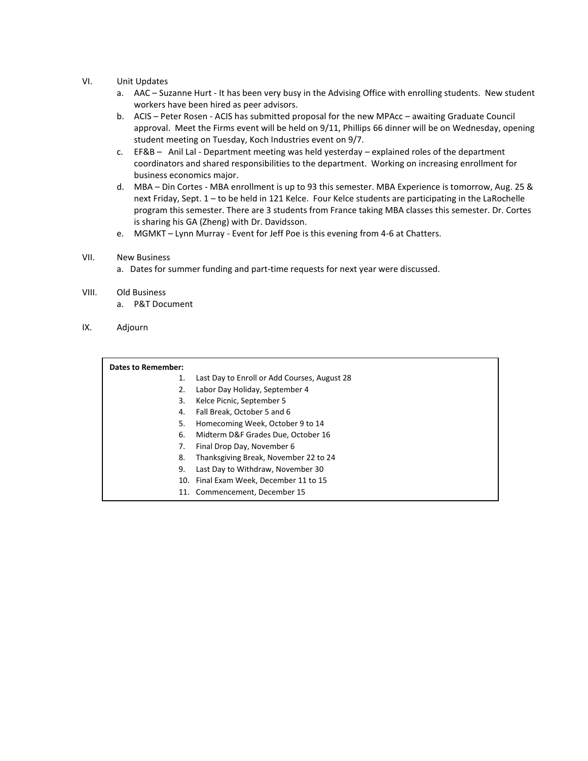VI. Unit Updates

a. AAC – Suzanne Hurt - It has been very busy in the Advising Office with enrolling students. New student workers have been hired as peer advisors.

b. ACIS – Peter Rosen - ACIS has submitted proposal for the new MPAcc – awaiting Graduate Council approval. Meet the Firms event will be held on 9/11, Phillips 66 dinner will be on Wednesday, opening student meeting on Tuesday, Koch Industries event on 9/7.

c. EF&B – Anil Lal - Department meeting was held yesterday – explained roles of the department coordinators and shared responsibilities to the department. Working on increasing enrollment for business economics major.

d. MBA – Din Cortes - MBA enrollment is up to 93 this semester. MBA Experience is tomorrow, Aug. 25 & next Friday, Sept. 1 – to be held in 121 Kelce. Four Kelce students are participating in the LaRochelle program this semester. There are 3 students from France taking MBA classes this semester. Dr. Cortes is sharing his GA (Zheng) with Dr. Davidsson.

e. MGMKT – Lynn Murray - Event for Jeff Poe is this evening from 4-6 at Chatters.

VII. New Business

a. Dates for summer funding and part-time requests for next year were discussed.

VIII. Old Business

a. P&T Document

IX. Adjourn

**Dates to Remember:**

1. Last Day to Enroll or Add Courses, August 28
2. Labor Day Holiday, September 4
3. Kelce Picnic, September 5
4. Fall Break, October 5 and 6
5. Homecoming Week, October 9 to 14
6. Midterm D&F Grades Due, October 16
7. Final Drop Day, November 6
8. Thanksgiving Break, November 22 to 24
9. Last Day to Withdraw, November 30
10. Final Exam Week, December 11 to 15
11. Commencement, December 15